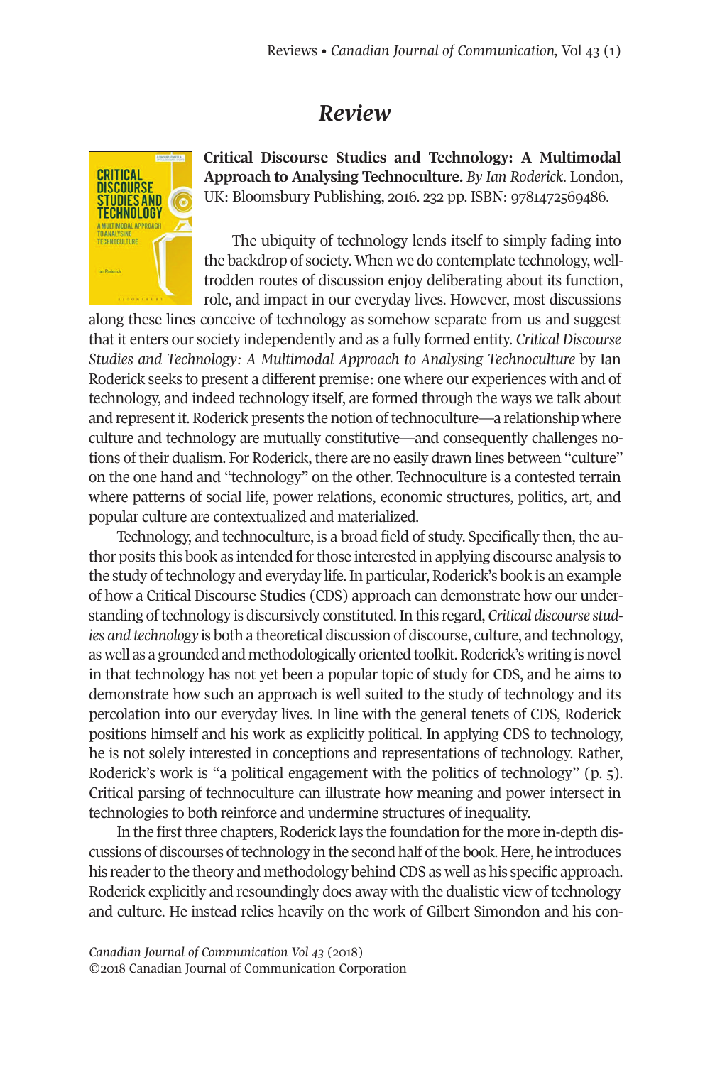# *Review*

**Critical Discourse Studies and Technology: A Multimodal Approach to Analysing Technoculture.** *By Ian Roderick*. London, UK: Bloomsbury Publishing, 2016. 232 pp. ISBN: 9781472569486.

The ubiquity of technology lends itself to simply fading into the backdrop of society. When we do contemplate technology, well-trodden routes of discussion enjoy deliberating about its function, role, and impact in our everyday lives. However, most discussions along these lines conceive of technology as somehow separate from us and suggest that it enters our society independently and as a fully formed entity. *Critical Discourse Studies and Technology: A Multimodal Approach to Analysing Technoculture* by Ian Roderick seeks to present a different premise: one where our experiences with and of technology, and indeed technology itself, are formed through the ways we talk about and represent it. Roderick presents the notion of technoculture—a relationship where culture and technology are mutually constitutive—and consequently challenges notions of their dualism. For Roderick, there are no easily drawn lines between "culture" on the one hand and "technology" on the other. Technoculture is a contested terrain where patterns of social life, power relations, economic structures, politics, art, and popular culture are contextualized and materialized.

Technology, and technoculture, is a broad field of study. Specifically then, the author posits this book as intended for those interested in applying discourse analysis to the study of technology and everyday life. In particular, Roderick's book is an example of how a Critical Discourse Studies (CDS) approach can demonstrate how our understanding of technology is discursively constituted. In this regard, *Critical discourse studies and technology* is both a theoretical discussion of discourse, culture, and technology, as well as a grounded and methodologically oriented toolkit. Roderick's writing is novel in that technology has not yet been a popular topic of study for CDS, and he aims to demonstrate how such an approach is well suited to the study of technology and its percolation into our everyday lives. In line with the general tenets of CDS, Roderick positions himself and his work as explicitly political. In applying CDS to technology, he is not solely interested in conceptions and representations of technology. Rather, Roderick's work is "a political engagement with the politics of technology" (p. 5). Critical parsing of technoculture can illustrate how meaning and power intersect in technologies to both reinforce and undermine structures of inequality.

In the first three chapters, Roderick lays the foundation for the more in-depth discussions of discourses of technology in the second half of the book. Here, he introduces his reader to the theory and methodology behind CDS as well as his specific approach. Roderick explicitly and resoundingly does away with the dualistic view of technology and culture. He instead relies heavily on the work of Gilbert Simondon and his con-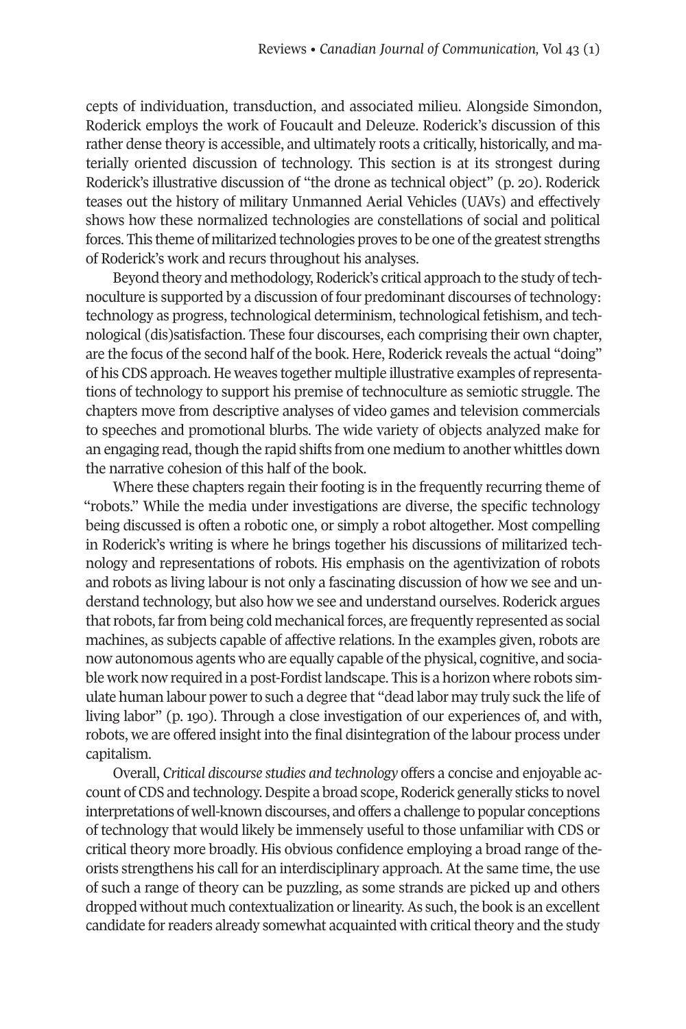cepts of individuation, transduction, and associated milieu. Alongside Simondon, Roderick employs the work of Foucault and Deleuze. Roderick's discussion of this rather dense theory is accessible, and ultimately roots a critically, historically, and materially oriented discussion of technology. This section is at its strongest during Roderick's illustrative discussion of "the drone as technical object" (p. 20). Roderick teases out the history of military Unmanned Aerial Vehicles (UAVs) and effectively shows how these normalized technologies are constellations of social and political forces. This theme of militarized technologies proves to be one of the greatest strengths of Roderick's work and recurs throughout his analyses.

Beyond theory and methodology, Roderick's critical approach to the study of technoculture is supported by a discussion of four predominant discourses of technology: technology as progress, technological determinism, technological fetishism, and technological (dis)satisfaction. These four discourses, each comprising their own chapter, are the focus of the second half of the book. Here, Roderick reveals the actual "doing" of his CDS approach. He weaves together multiple illustrative examples of representations of technology to support his premise of technoculture as semiotic struggle. The chapters move from descriptive analyses of video games and television commercials to speeches and promotional blurbs. The wide variety of objects analyzed make for an engaging read, though the rapid shifts from one medium to another whittles down the narrative cohesion of this half of the book.

Where these chapters regain their footing is in the frequently recurring theme of "robots." While the media under investigations are diverse, the specific technology being discussed is often a robotic one, or simply a robot altogether. Most compelling in Roderick's writing is where he brings together his discussions of militarized technology and representations of robots. His emphasis on the agentivization of robots and robots as living labour is not only a fascinating discussion of how we see and understand technology, but also how we see and understand ourselves. Roderick argues that robots, far from being cold mechanical forces, are frequently represented as social machines, as subjects capable of affective relations. In the examples given, robots are now autonomous agents who are equally capable of the physical, cognitive, and sociable work now required in a post-Fordist landscape. This is a horizon where robots simulate human labour power to such a degree that "dead labor may truly suck the life of living labor" (p. 190). Through a close investigation of our experiences of, and with, robots, we are offered insight into the final disintegration of the labour process under capitalism.

Overall, *Critical discourse studies and technology* offers a concise and enjoyable account of CDS and technology. Despite a broad scope, Roderick generally sticks to novel interpretations of well-known discourses, and offers a challenge to popular conceptions of technology that would likely be immensely useful to those unfamiliar with CDS or critical theory more broadly. His obvious confidence employing a broad range of theorists strengthens his call for an interdisciplinary approach. At the same time, the use of such a range of theory can be puzzling, as some strands are picked up and others dropped without much contextualization or linearity. As such, the book is an excellent candidate for readers already somewhat acquainted with critical theory and the study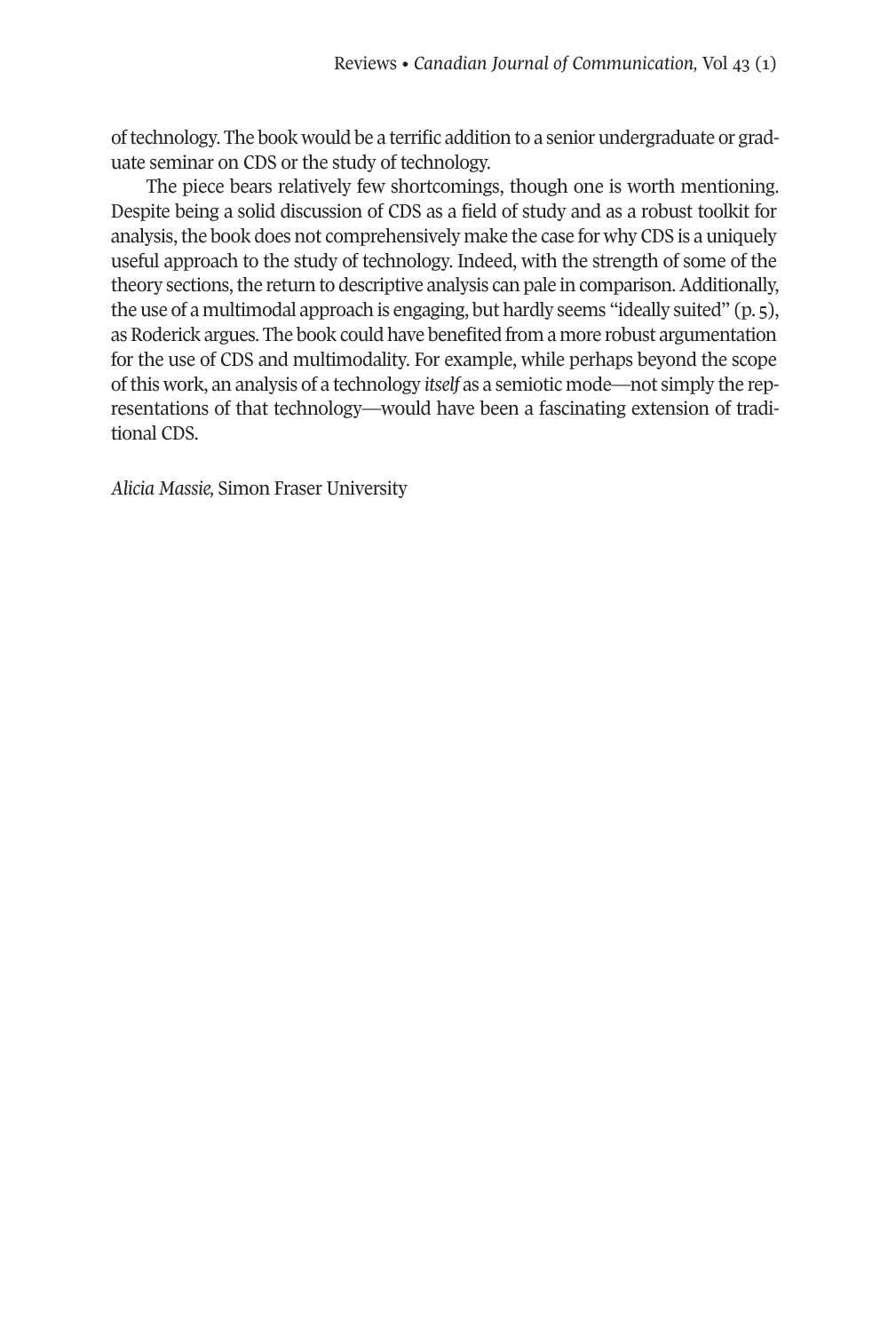of technology. The book would be a terrific addition to a senior undergraduate or graduate seminar on CDS or the study of technology.

The piece bears relatively few shortcomings, though one is worth mentioning. Despite being a solid discussion of CDS as a field of study and as a robust toolkit for analysis, the book does not comprehensively make the case for why CDS is a uniquely useful approach to the study of technology. Indeed, with the strength of some of the theory sections, the return to descriptive analysis can pale in comparison. Additionally, the use of a multimodal approach is engaging, but hardly seems "ideally suited" (p. 5), as Roderick argues. The book could have benefited from a more robust argumentation for the use of CDS and multimodality. For example, while perhaps beyond the scope of this work, an analysis of a technology *itself* as a semiotic mode—not simply the representations of that technology—would have been a fascinating extension of traditional CDS.

*Alicia Massie,* Simon Fraser University